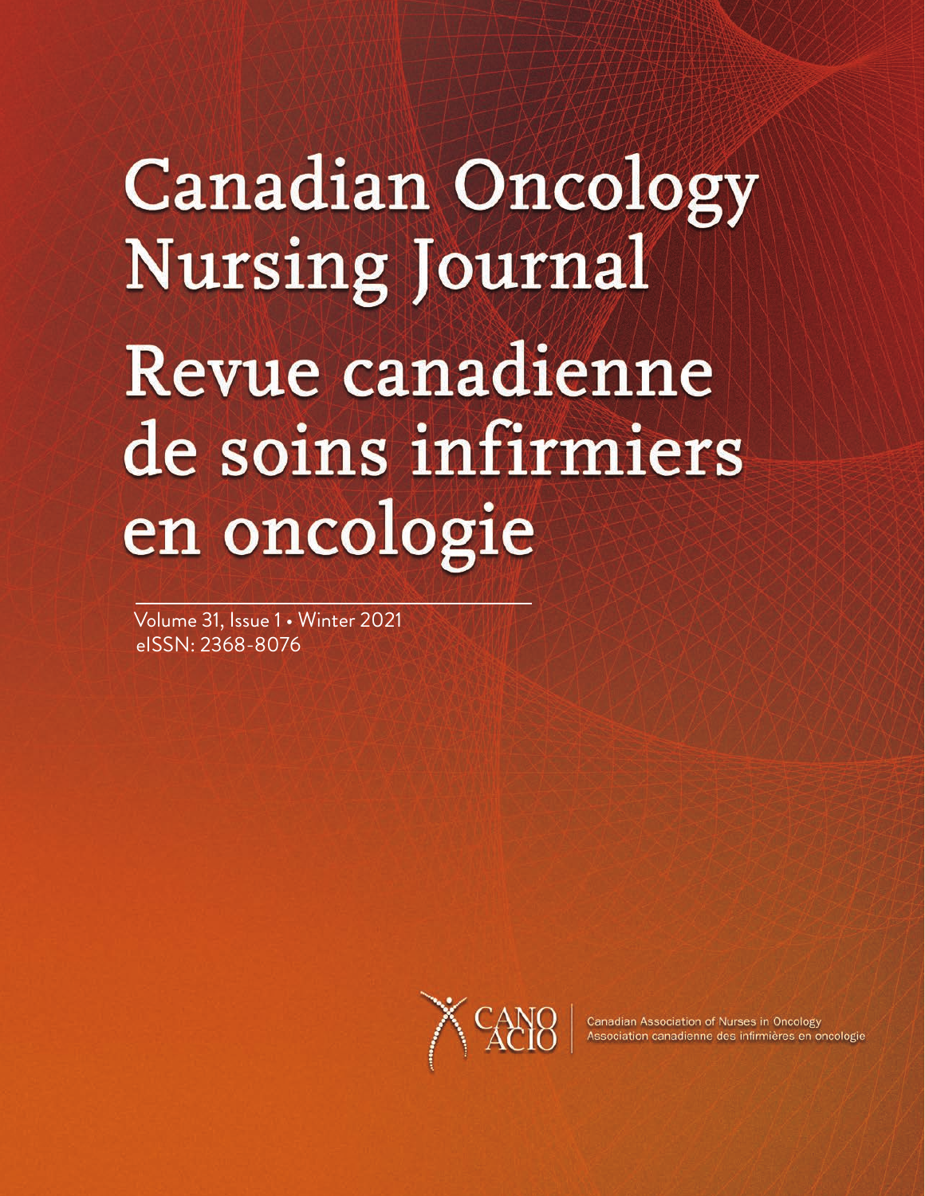# Canadian Oncology Nursing Journal

# Revue canadienne de soins infirmiers en oncologie

Volume 31, Issue 1 • Winter 2021
eISSN: 2368-8076

CANO ACIO

Canadian Association of Nurses in Oncology
Association canadienne des infirmières en oncologie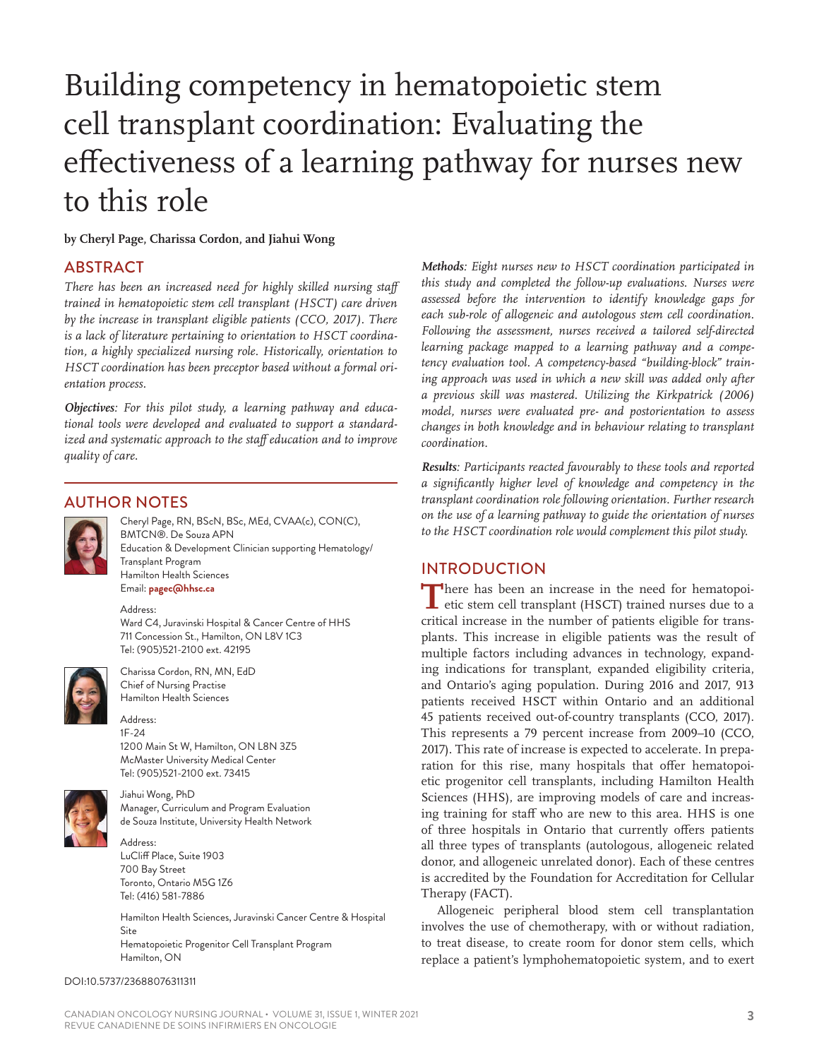# Building competency in hematopoietic stem cell transplant coordination: Evaluating the effectiveness of a learning pathway for nurses new to this role

**by Cheryl Page, Charissa Cordon, and Jiahui Wong**

## ABSTRACT

*There has been an increased need for highly skilled nursing staff trained in hematopoietic stem cell transplant (HSCT) care driven by the increase in transplant eligible patients (CCO, 2017). There is a lack of literature pertaining to orientation to HSCT coordination, a highly specialized nursing role. Historically, orientation to HSCT coordination has been preceptor based without a formal orientation process.*

***Objectives****: For this pilot study, a learning pathway and educational tools were developed and evaluated to support a standardized and systematic approach to the staff education and to improve quality of care.*

***Methods****: Eight nurses new to HSCT coordination participated in this study and completed the follow-up evaluations. Nurses were assessed before the intervention to identify knowledge gaps for each sub-role of allogeneic and autologous stem cell coordination. Following the assessment, nurses received a tailored self-directed learning package mapped to a learning pathway and a competency evaluation tool. A competency-based "building-block" training approach was used in which a new skill was added only after a previous skill was mastered. Utilizing the Kirkpatrick (2006) model, nurses were evaluated pre- and postorientation to assess changes in both knowledge and in behaviour relating to transplant coordination.*

***Results****: Participants reacted favourably to these tools and reported a significantly higher level of knowledge and competency in the transplant coordination role following orientation. Further research on the use of a learning pathway to guide the orientation of nurses to the HSCT coordination role would complement this pilot study.*

## AUTHOR NOTES

Cheryl Page, RN, BScN, BSc, MEd, CVAA(c), CON(C), BMTCN®. De Souza APN
Education & Development Clinician supporting Hematology/Transplant Program
Hamilton Health Sciences
Email: **pagec@hhsc.ca**

Address:
Ward C4, Juravinski Hospital & Cancer Centre of HHS
711 Concession St., Hamilton, ON L8V 1C3
Tel: (905)521-2100 ext. 42195

Charissa Cordon, RN, MN, EdD
Chief of Nursing Practise
Hamilton Health Sciences

Address:
1F-24
1200 Main St W, Hamilton, ON L8N 3Z5
McMaster University Medical Center
Tel: (905)521-2100 ext. 73415

Jiahui Wong, PhD
Manager, Curriculum and Program Evaluation
de Souza Institute, University Health Network

Address:
LuCliff Place, Suite 1903
700 Bay Street
Toronto, Ontario M5G 1Z6
Tel: (416) 581-7886

Hamilton Health Sciences, Juravinski Cancer Centre & Hospital Site
Hematopoietic Progenitor Cell Transplant Program
Hamilton, ON

DOI:10.5737/23688076311311

## INTRODUCTION

There has been an increase in the need for hematopoietic stem cell transplant (HSCT) trained nurses due to a critical increase in the number of patients eligible for transplants. This increase in eligible patients was the result of multiple factors including advances in technology, expanding indications for transplant, expanded eligibility criteria, and Ontario's aging population. During 2016 and 2017, 913 patients received HSCT within Ontario and an additional 45 patients received out-of-country transplants (CCO, 2017). This represents a 79 percent increase from 2009–10 (CCO, 2017). This rate of increase is expected to accelerate. In preparation for this rise, many hospitals that offer hematopoietic progenitor cell transplants, including Hamilton Health Sciences (HHS), are improving models of care and increasing training for staff who are new to this area. HHS is one of three hospitals in Ontario that currently offers patients all three types of transplants (autologous, allogeneic related donor, and allogeneic unrelated donor). Each of these centres is accredited by the Foundation for Accreditation for Cellular Therapy (FACT).

Allogeneic peripheral blood stem cell transplantation involves the use of chemotherapy, with or without radiation, to treat disease, to create room for donor stem cells, which replace a patient's lymphohematopoietic system, and to exert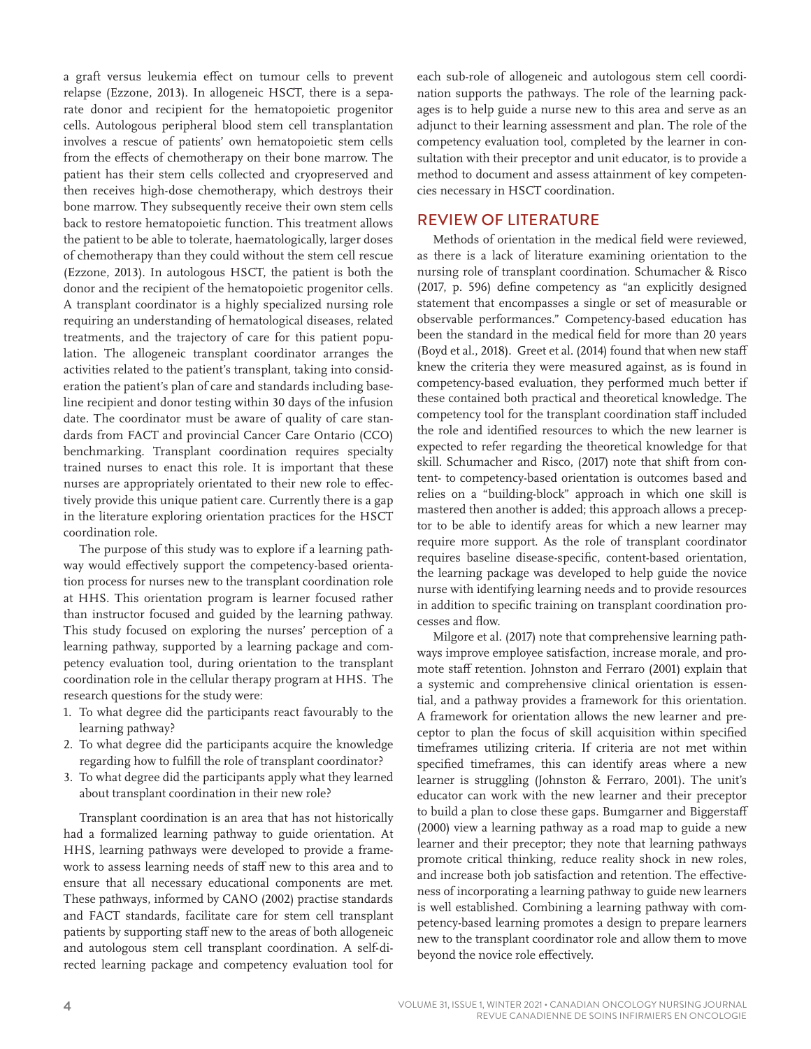a graft versus leukemia effect on tumour cells to prevent relapse (Ezzone, 2013). In allogeneic HSCT, there is a separate donor and recipient for the hematopoietic progenitor cells. Autologous peripheral blood stem cell transplantation involves a rescue of patients' own hematopoietic stem cells from the effects of chemotherapy on their bone marrow. The patient has their stem cells collected and cryopreserved and then receives high-dose chemotherapy, which destroys their bone marrow. They subsequently receive their own stem cells back to restore hematopoietic function. This treatment allows the patient to be able to tolerate, haematologically, larger doses of chemotherapy than they could without the stem cell rescue (Ezzone, 2013). In autologous HSCT, the patient is both the donor and the recipient of the hematopoietic progenitor cells. A transplant coordinator is a highly specialized nursing role requiring an understanding of hematological diseases, related treatments, and the trajectory of care for this patient population. The allogeneic transplant coordinator arranges the activities related to the patient's transplant, taking into consideration the patient's plan of care and standards including baseline recipient and donor testing within 30 days of the infusion date. The coordinator must be aware of quality of care standards from FACT and provincial Cancer Care Ontario (CCO) benchmarking. Transplant coordination requires specialty trained nurses to enact this role. It is important that these nurses are appropriately orientated to their new role to effectively provide this unique patient care. Currently there is a gap in the literature exploring orientation practices for the HSCT coordination role.

The purpose of this study was to explore if a learning pathway would effectively support the competency-based orientation process for nurses new to the transplant coordination role at HHS. This orientation program is learner focused rather than instructor focused and guided by the learning pathway. This study focused on exploring the nurses' perception of a learning pathway, supported by a learning package and competency evaluation tool, during orientation to the transplant coordination role in the cellular therapy program at HHS. The research questions for the study were:

1. To what degree did the participants react favourably to the learning pathway?
2. To what degree did the participants acquire the knowledge regarding how to fulfill the role of transplant coordinator?
3. To what degree did the participants apply what they learned about transplant coordination in their new role?

Transplant coordination is an area that has not historically had a formalized learning pathway to guide orientation. At HHS, learning pathways were developed to provide a framework to assess learning needs of staff new to this area and to ensure that all necessary educational components are met. These pathways, informed by CANO (2002) practise standards and FACT standards, facilitate care for stem cell transplant patients by supporting staff new to the areas of both allogeneic and autologous stem cell transplant coordination. A self-directed learning package and competency evaluation tool for each sub-role of allogeneic and autologous stem cell coordination supports the pathways. The role of the learning packages is to help guide a nurse new to this area and serve as an adjunct to their learning assessment and plan. The role of the competency evaluation tool, completed by the learner in consultation with their preceptor and unit educator, is to provide a method to document and assess attainment of key competencies necessary in HSCT coordination.

## REVIEW OF LITERATURE

Methods of orientation in the medical field were reviewed, as there is a lack of literature examining orientation to the nursing role of transplant coordination. Schumacher & Risco (2017, p. 596) define competency as "an explicitly designed statement that encompasses a single or set of measurable or observable performances." Competency-based education has been the standard in the medical field for more than 20 years (Boyd et al., 2018). Greet et al. (2014) found that when new staff knew the criteria they were measured against, as is found in competency-based evaluation, they performed much better if these contained both practical and theoretical knowledge. The competency tool for the transplant coordination staff included the role and identified resources to which the new learner is expected to refer regarding the theoretical knowledge for that skill. Schumacher and Risco, (2017) note that shift from content- to competency-based orientation is outcomes based and relies on a "building-block" approach in which one skill is mastered then another is added; this approach allows a preceptor to be able to identify areas for which a new learner may require more support. As the role of transplant coordinator requires baseline disease-specific, content-based orientation, the learning package was developed to help guide the novice nurse with identifying learning needs and to provide resources in addition to specific training on transplant coordination processes and flow.

Milgore et al. (2017) note that comprehensive learning pathways improve employee satisfaction, increase morale, and promote staff retention. Johnston and Ferraro (2001) explain that a systemic and comprehensive clinical orientation is essential, and a pathway provides a framework for this orientation. A framework for orientation allows the new learner and preceptor to plan the focus of skill acquisition within specified timeframes utilizing criteria. If criteria are not met within specified timeframes, this can identify areas where a new learner is struggling (Johnston & Ferraro, 2001). The unit's educator can work with the new learner and their preceptor to build a plan to close these gaps. Bumgarner and Biggerstaff (2000) view a learning pathway as a road map to guide a new learner and their preceptor; they note that learning pathways promote critical thinking, reduce reality shock in new roles, and increase both job satisfaction and retention. The effectiveness of incorporating a learning pathway to guide new learners is well established. Combining a learning pathway with competency-based learning promotes a design to prepare learners new to the transplant coordinator role and allow them to move beyond the novice role effectively.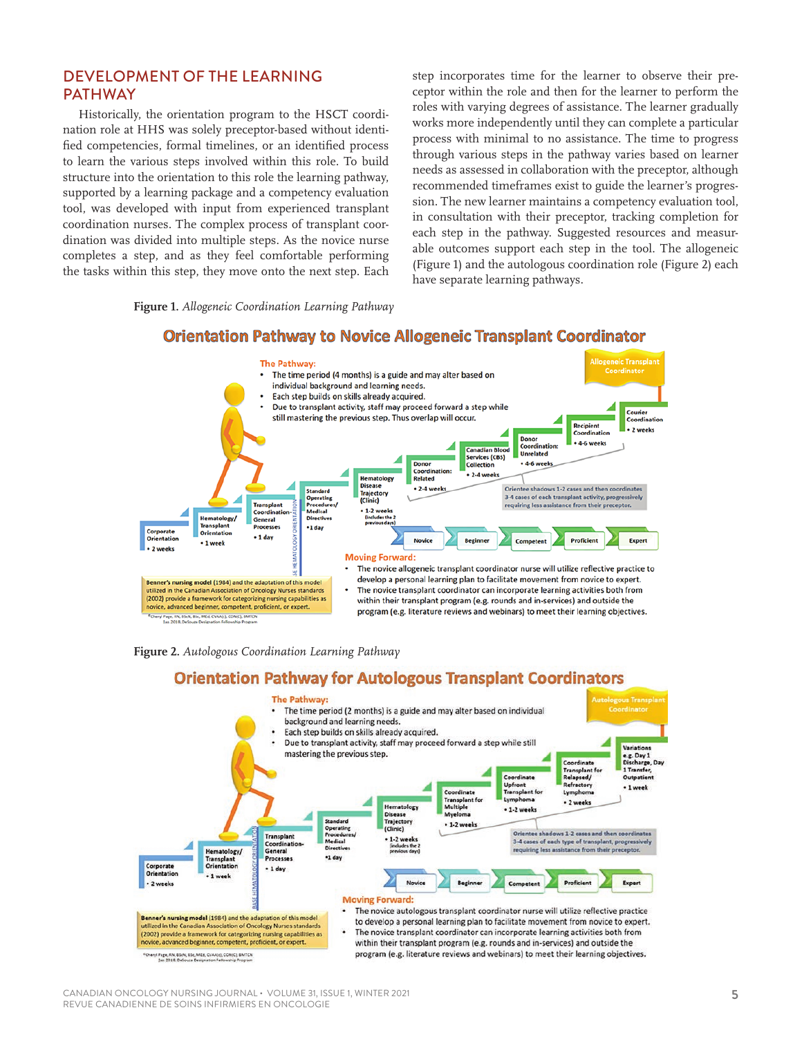## DEVELOPMENT OF THE LEARNING PATHWAY

Historically, the orientation program to the HSCT coordination role at HHS was solely preceptor-based without identified competencies, formal timelines, or an identified process to learn the various steps involved within this role. To build structure into the orientation to this role the learning pathway, supported by a learning package and a competency evaluation tool, was developed with input from experienced transplant coordination nurses. The complex process of transplant coordination was divided into multiple steps. As the novice nurse completes a step, and as they feel comfortable performing the tasks within this step, they move onto the next step. Each step incorporates time for the learner to observe their preceptor within the role and then for the learner to perform the roles with varying degrees of assistance. The learner gradually works more independently until they can complete a particular process with minimal to no assistance. The time to progress through various steps in the pathway varies based on learner needs as assessed in collaboration with the preceptor, although recommended timeframes exist to guide the learner's progression. The new learner maintains a competency evaluation tool, in consultation with their preceptor, tracking completion for each step in the pathway. Suggested resources and measurable outcomes support each step in the tool. The allogeneic (Figure 1) and the autologous coordination role (Figure 2) each have separate learning pathways.

**Figure 1.** *Allogeneic Coordination Learning Pathway*

Orientation Pathway to Novice Allogeneic Transplant Coordinator

The Pathway:
- The time period (4 months) is a guide and may alter based on individual background and learning needs.
- Each step builds on skills already acquired.
- Due to transplant activity, staff may proceed forward a step while still mastering the previous step. Thus overlap will occur.

Allogeneic Transplant Coordinator

Corporate Orientation • 2 weeks

Hematology/ Transplant Orientation • 1 week

Transplant Coordination- General Processes • 1 day

Standard Operating Procedures/ Medical Directives • 1 day

Hematology Disease Trajectory (Clinic) • 1-2 weeks (includes the 2 previous days)

Donor Coordination: Related • 2-4 weeks

Canadian Blood Services (CBS) Collection • 2-4 weeks

Donor Coordination: Unrelated • 4-6 weeks

Recipient Coordination • 4-6 weeks

Courier Coordination • 2 weeks

BASE HEMATOLOGY ORIENTATION

Orientee shadows 1-2 cases and then coordinates 3-4 cases of each transplant activity, progressively requiring less assistance from their preceptor.

Novice · Beginner · Competent · Proficient · Expert

Moving Forward:
- The novice allogeneic transplant coordinator nurse will utilize reflective practice to develop a personal learning plan to facilitate movement from novice to expert.
- The novice transplant coordinator can incorporate learning activities both from within their transplant program (e.g. rounds and in-services) and outside the program (e.g. literature reviews and webinars) to meet their learning objectives.

Benner's nursing model (1984) and the adaptation of this model utilized in the Canadian Association of Oncology Nurses standards (2002) provide a framework for categorizing nursing capabilities as novice, advanced beginner, competent, proficient, or expert.

©Cheryl Page, RN, BScN, BSc, MEd, CVAA(c), CON(C), BMTCN Jan 2018, DeSouza Designation Fellowship Program

**Figure 2.** *Autologous Coordination Learning Pathway*

Orientation Pathway for Autologous Transplant Coordinators

The Pathway:
- The time period (2 months) is a guide and may alter based on individual background and learning needs.
- Each step builds on skills already acquired.
- Due to transplant activity, staff may proceed forward a step while still mastering the previous step.

Autologous Transplant Coordinator

Corporate Orientation • 2 weeks

Hematology/ Transplant Orientation • 1 week

Transplant Coordination- General Processes • 1 day

Standard Operating Procedures/ Medical Directives • 1 day

Hematology Disease Trajectory (Clinic) • 1-2 weeks (includes the 2 previous days)

Coordinate Transplant for Multiple Myeloma • 1-2 weeks

Coordinate Upfront Transplant for Lymphoma • 1-2 weeks

Coordinate Transplant for Relapsed/ Refractory Lymphoma • 2 weeks

Variations e.g. Day 1 Discharge, Day 1 Transfer, Outpatient • 1 week

BASE HEMATOLOGY ORIENTATION

Orientee shadows 1-2 cases and then coordinates 3-4 cases of each type of transplant, progressively requiring less assistance from their preceptor.

Novice · Beginner · Competent · Proficient · Expert

Moving Forward:
- The novice autologous transplant coordinator nurse will utilize reflective practice to develop a personal learning plan to facilitate movement from novice to expert.
- The novice transplant coordinator can incorporate learning activities both from within their transplant program (e.g. rounds and in-services) and outside the program (e.g. literature reviews and webinars) to meet their learning objectives.

Benner's nursing model (1984) and the adaptation of this model utilized in the Canadian Association of Oncology Nurses standards (2002) provide a framework for categorizing nursing capabilities as novice, advanced beginner, competent, proficient, or expert.

©Cheryl Page, RN, BScN, BSc, MEd, CVAA(c), CON(C), BMTCN Jan 2018, DeSouza Designation Fellowship Program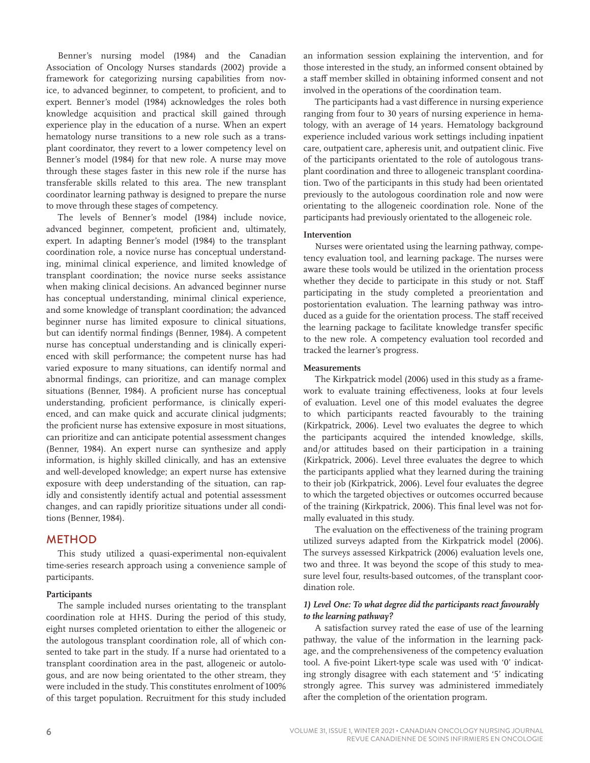Benner's nursing model (1984) and the Canadian Association of Oncology Nurses standards (2002) provide a framework for categorizing nursing capabilities from novice, to advanced beginner, to competent, to proficient, and to expert. Benner's model (1984) acknowledges the roles both knowledge acquisition and practical skill gained through experience play in the education of a nurse. When an expert hematology nurse transitions to a new role such as a transplant coordinator, they revert to a lower competency level on Benner's model (1984) for that new role. A nurse may move through these stages faster in this new role if the nurse has transferable skills related to this area. The new transplant coordinator learning pathway is designed to prepare the nurse to move through these stages of competency.

The levels of Benner's model (1984) include novice, advanced beginner, competent, proficient and, ultimately, expert. In adapting Benner's model (1984) to the transplant coordination role, a novice nurse has conceptual understanding, minimal clinical experience, and limited knowledge of transplant coordination; the novice nurse seeks assistance when making clinical decisions. An advanced beginner nurse has conceptual understanding, minimal clinical experience, and some knowledge of transplant coordination; the advanced beginner nurse has limited exposure to clinical situations, but can identify normal findings (Benner, 1984). A competent nurse has conceptual understanding and is clinically experienced with skill performance; the competent nurse has had varied exposure to many situations, can identify normal and abnormal findings, can prioritize, and can manage complex situations (Benner, 1984). A proficient nurse has conceptual understanding, proficient performance, is clinically experienced, and can make quick and accurate clinical judgments; the proficient nurse has extensive exposure in most situations, can prioritize and can anticipate potential assessment changes (Benner, 1984). An expert nurse can synthesize and apply information, is highly skilled clinically, and has an extensive and well-developed knowledge; an expert nurse has extensive exposure with deep understanding of the situation, can rapidly and consistently identify actual and potential assessment changes, and can rapidly prioritize situations under all conditions (Benner, 1984).

## METHOD

This study utilized a quasi-experimental non-equivalent time-series research approach using a convenience sample of participants.

**Participants**

The sample included nurses orientating to the transplant coordination role at HHS. During the period of this study, eight nurses completed orientation to either the allogeneic or the autologous transplant coordination role, all of which consented to take part in the study. If a nurse had orientated to a transplant coordination area in the past, allogeneic or autologous, and are now being orientated to the other stream, they were included in the study. This constitutes enrolment of 100% of this target population. Recruitment for this study included an information session explaining the intervention, and for those interested in the study, an informed consent obtained by a staff member skilled in obtaining informed consent and not involved in the operations of the coordination team.

The participants had a vast difference in nursing experience ranging from four to 30 years of nursing experience in hematology, with an average of 14 years. Hematology background experience included various work settings including inpatient care, outpatient care, apheresis unit, and outpatient clinic. Five of the participants orientated to the role of autologous transplant coordination and three to allogeneic transplant coordination. Two of the participants in this study had been orientated previously to the autologous coordination role and now were orientating to the allogeneic coordination role. None of the participants had previously orientated to the allogeneic role.

**Intervention**

Nurses were orientated using the learning pathway, competency evaluation tool, and learning package. The nurses were aware these tools would be utilized in the orientation process whether they decide to participate in this study or not. Staff participating in the study completed a preorientation and postorientation evaluation. The learning pathway was introduced as a guide for the orientation process. The staff received the learning package to facilitate knowledge transfer specific to the new role. A competency evaluation tool recorded and tracked the learner's progress.

**Measurements**

The Kirkpatrick model (2006) used in this study as a framework to evaluate training effectiveness, looks at four levels of evaluation. Level one of this model evaluates the degree to which participants reacted favourably to the training (Kirkpatrick, 2006). Level two evaluates the degree to which the participants acquired the intended knowledge, skills, and/or attitudes based on their participation in a training (Kirkpatrick, 2006). Level three evaluates the degree to which the participants applied what they learned during the training to their job (Kirkpatrick, 2006). Level four evaluates the degree to which the targeted objectives or outcomes occurred because of the training (Kirkpatrick, 2006). This final level was not formally evaluated in this study.

The evaluation on the effectiveness of the training program utilized surveys adapted from the Kirkpatrick model (2006). The surveys assessed Kirkpatrick (2006) evaluation levels one, two and three. It was beyond the scope of this study to measure level four, results-based outcomes, of the transplant coordination role.

***1) Level One: To what degree did the participants react favourably to the learning pathway?***

A satisfaction survey rated the ease of use of the learning pathway, the value of the information in the learning package, and the comprehensiveness of the competency evaluation tool. A five-point Likert-type scale was used with '0' indicating strongly disagree with each statement and '5' indicating strongly agree. This survey was administered immediately after the completion of the orientation program.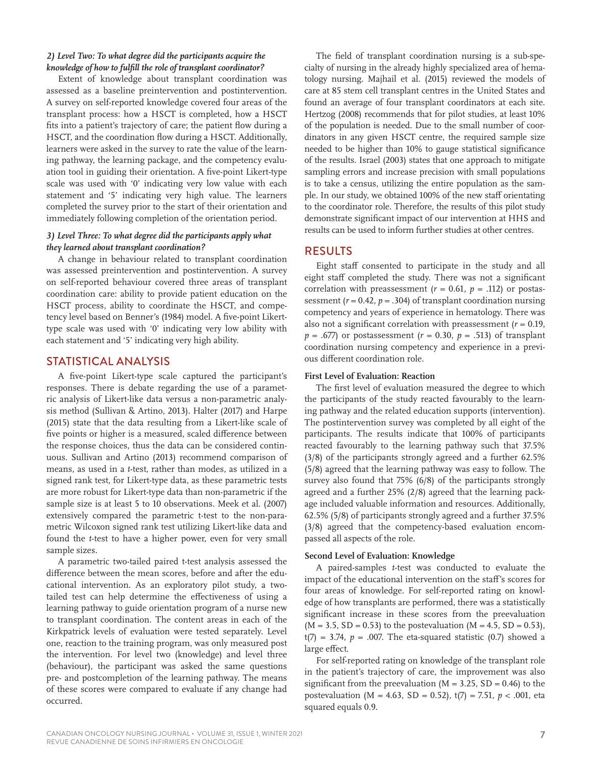*2) Level Two: To what degree did the participants acquire the knowledge of how to fulfill the role of transplant coordinator?*

Extent of knowledge about transplant coordination was assessed as a baseline preintervention and postintervention. A survey on self-reported knowledge covered four areas of the transplant process: how a HSCT is completed, how a HSCT fits into a patient's trajectory of care; the patient flow during a HSCT, and the coordination flow during a HSCT. Additionally, learners were asked in the survey to rate the value of the learning pathway, the learning package, and the competency evaluation tool in guiding their orientation. A five-point Likert-type scale was used with '0' indicating very low value with each statement and '5' indicating very high value. The learners completed the survey prior to the start of their orientation and immediately following completion of the orientation period.

*3) Level Three: To what degree did the participants apply what they learned about transplant coordination?*

A change in behaviour related to transplant coordination was assessed preintervention and postintervention. A survey on self-reported behaviour covered three areas of transplant coordination care: ability to provide patient education on the HSCT process, ability to coordinate the HSCT, and competency level based on Benner's (1984) model. A five-point Likert-type scale was used with '0' indicating very low ability with each statement and '5' indicating very high ability.

## STATISTICAL ANALYSIS

A five-point Likert-type scale captured the participant's responses. There is debate regarding the use of a parametric analysis of Likert-like data versus a non-parametric analysis method (Sullivan & Artino, 2013). Halter (2017) and Harpe (2015) state that the data resulting from a Likert-like scale of five points or higher is a measured, scaled difference between the response choices, thus the data can be considered continuous. Sullivan and Artino (2013) recommend comparison of means, as used in a *t*-test, rather than modes, as utilized in a signed rank test, for Likert-type data, as these parametric tests are more robust for Likert-type data than non-parametric if the sample size is at least 5 to 10 observations. Meek et al. (2007) extensively compared the parametric t-test to the non-parametric Wilcoxon signed rank test utilizing Likert-like data and found the *t*-test to have a higher power, even for very small sample sizes.

A parametric two-tailed paired t-test analysis assessed the difference between the mean scores, before and after the educational intervention. As an exploratory pilot study, a two-tailed test can help determine the effectiveness of using a learning pathway to guide orientation program of a nurse new to transplant coordination. The content areas in each of the Kirkpatrick levels of evaluation were tested separately. Level one, reaction to the training program, was only measured post the intervention. For level two (knowledge) and level three (behaviour), the participant was asked the same questions pre- and postcompletion of the learning pathway. The means of these scores were compared to evaluate if any change had occurred.

The field of transplant coordination nursing is a sub-specialty of nursing in the already highly specialized area of hematology nursing. Majhail et al. (2015) reviewed the models of care at 85 stem cell transplant centres in the United States and found an average of four transplant coordinators at each site. Hertzog (2008) recommends that for pilot studies, at least 10% of the population is needed. Due to the small number of coordinators in any given HSCT centre, the required sample size needed to be higher than 10% to gauge statistical significance of the results. Israel (2003) states that one approach to mitigate sampling errors and increase precision with small populations is to take a census, utilizing the entire population as the sample. In our study, we obtained 100% of the new staff orientating to the coordinator role. Therefore, the results of this pilot study demonstrate significant impact of our intervention at HHS and results can be used to inform further studies at other centres.

## RESULTS

Eight staff consented to participate in the study and all eight staff completed the study. There was not a significant correlation with preassessment ($r = 0.61$, $p = .112$) or postassessment ($r = 0.42$, $p = .304$) of transplant coordination nursing competency and years of experience in hematology. There was also not a significant correlation with preassessment ($r = 0.19$, $p = .677$) or postassessment ($r = 0.30$, $p = .513$) of transplant coordination nursing competency and experience in a previous different coordination role.

### First Level of Evaluation: Reaction

The first level of evaluation measured the degree to which the participants of the study reacted favourably to the learning pathway and the related education supports (intervention). The postintervention survey was completed by all eight of the participants. The results indicate that 100% of participants reacted favourably to the learning pathway such that 37.5% (3/8) of the participants strongly agreed and a further 62.5% (5/8) agreed that the learning pathway was easy to follow. The survey also found that 75% (6/8) of the participants strongly agreed and a further 25% (2/8) agreed that the learning package included valuable information and resources. Additionally, 62.5% (5/8) of participants strongly agreed and a further 37.5% (3/8) agreed that the competency-based evaluation encompassed all aspects of the role.

### Second Level of Evaluation: Knowledge

A paired-samples *t*-test was conducted to evaluate the impact of the educational intervention on the staff's scores for four areas of knowledge. For self-reported rating on knowledge of how transplants are performed, there was a statistically significant increase in these scores from the preevaluation ($M = 3.5$, $SD = 0.53$) to the postevaluation ($M = 4.5$, $SD = 0.53$), $t(7) = 3.74$, $p = .007$. The eta-squared statistic (0.7) showed a large effect.

For self-reported rating on knowledge of the transplant role in the patient's trajectory of care, the improvement was also significant from the preevaluation ($M = 3.25$, $SD = 0.46$) to the postevaluation ($M = 4.63$, $SD = 0.52$), $t(7) = 7.51$, $p < .001$, eta squared equals 0.9.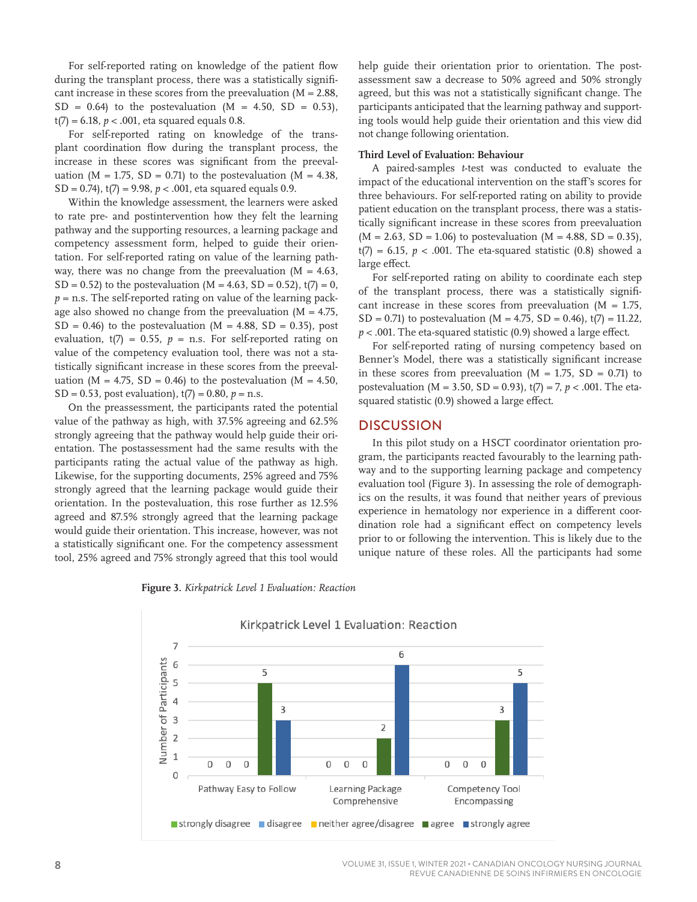For self-reported rating on knowledge of the patient flow during the transplant process, there was a statistically significant increase in these scores from the preevaluation (M = 2.88, SD = 0.64) to the postevaluation (M = 4.50, SD = 0.53), $t(7) = 6.18$, $p < .001$, eta squared equals 0.8.

For self-reported rating on knowledge of the transplant coordination flow during the transplant process, the increase in these scores was significant from the preevaluation (M = 1.75, SD = 0.71) to the postevaluation (M = 4.38, SD = 0.74), $t(7) = 9.98$, $p < .001$, eta squared equals 0.9.

Within the knowledge assessment, the learners were asked to rate pre- and postintervention how they felt the learning pathway and the supporting resources, a learning package and competency assessment form, helped to guide their orientation. For self-reported rating on value of the learning pathway, there was no change from the preevaluation (M = 4.63, SD = 0.52) to the postevaluation (M = 4.63, SD = 0.52), $t(7) = 0$, $p$ = n.s. The self-reported rating on value of the learning package also showed no change from the preevaluation (M = 4.75, SD = 0.46) to the postevaluation (M = 4.88, SD = 0.35), post evaluation, $t(7) = 0.55$, $p$ = n.s. For self-reported rating on value of the competency evaluation tool, there was not a statistically significant increase in these scores from the preevaluation (M = 4.75, SD = 0.46) to the postevaluation (M = 4.50, SD = 0.53, post evaluation), $t(7) = 0.80$, $p$ = n.s.

On the preassessment, the participants rated the potential value of the pathway as high, with 37.5% agreeing and 62.5% strongly agreeing that the pathway would help guide their orientation. The postassessment had the same results with the participants rating the actual value of the pathway as high. Likewise, for the supporting documents, 25% agreed and 75% strongly agreed that the learning package would guide their orientation. In the postevaluation, this rose further as 12.5% agreed and 87.5% strongly agreed that the learning package would guide their orientation. This increase, however, was not a statistically significant one. For the competency assessment tool, 25% agreed and 75% strongly agreed that this tool would help guide their orientation prior to orientation. The postassessment saw a decrease to 50% agreed and 50% strongly agreed, but this was not a statistically significant change. The participants anticipated that the learning pathway and supporting tools would help guide their orientation and this view did not change following orientation.

### Third Level of Evaluation: Behaviour

A paired-samples *t*-test was conducted to evaluate the impact of the educational intervention on the staff's scores for three behaviours. For self-reported rating on ability to provide patient education on the transplant process, there was a statistically significant increase in these scores from preevaluation (M = 2.63, SD = 1.06) to postevaluation (M = 4.88, SD = 0.35), $t(7) = 6.15$, $p < .001$. The eta-squared statistic (0.8) showed a large effect.

For self-reported rating on ability to coordinate each step of the transplant process, there was a statistically significant increase in these scores from preevaluation (M = 1.75, SD = 0.71) to postevaluation (M = 4.75, SD = 0.46), $t(7) = 11.22$, $p < .001$. The eta-squared statistic (0.9) showed a large effect.

For self-reported rating of nursing competency based on Benner's Model, there was a statistically significant increase in these scores from preevaluation (M = 1.75, SD = 0.71) to postevaluation (M = 3.50, SD = 0.93), $t(7) = 7$, $p < .001$. The eta-squared statistic (0.9) showed a large effect.

## DISCUSSION

In this pilot study on a HSCT coordinator orientation program, the participants reacted favourably to the learning pathway and to the supporting learning package and competency evaluation tool (Figure 3). In assessing the role of demographics on the results, it was found that neither years of previous experience in hematology nor experience in a different coordination role had a significant effect on competency levels prior to or following the intervention. This is likely due to the unique nature of these roles. All the participants had some

**Figure 3.** *Kirkpatrick Level 1 Evaluation: Reaction*

Kirkpatrick Level 1 Evaluation: Reaction

Number of Participants

0 1 2 3 4 5 6 7

Pathway Easy to Follow: 0 0 0 5 3

Learning Package Comprehensive: 0 0 0 2 6

Competency Tool Encompassing: 0 0 0 3 5

strongly disagree, disagree, neither agree/disagree, agree, strongly agree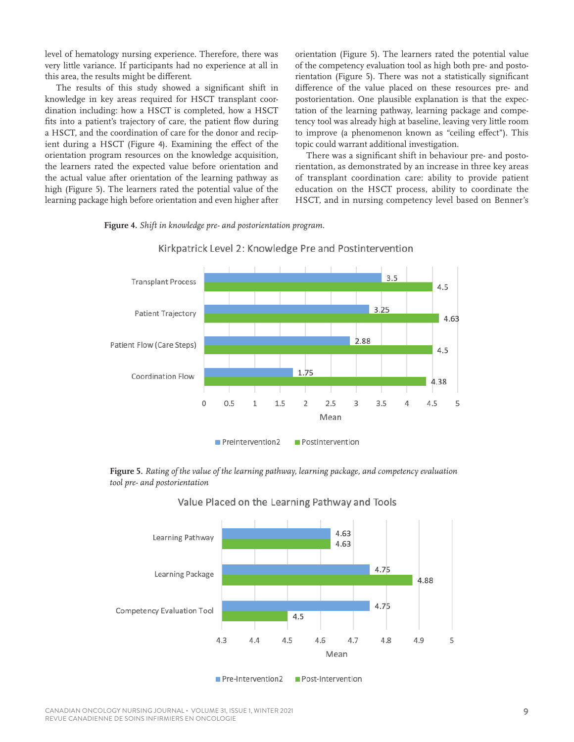level of hematology nursing experience. Therefore, there was very little variance. If participants had no experience at all in this area, the results might be different.

The results of this study showed a significant shift in knowledge in key areas required for HSCT transplant coordination including: how a HSCT is completed, how a HSCT fits into a patient's trajectory of care, the patient flow during a HSCT, and the coordination of care for the donor and recipient during a HSCT (Figure 4). Examining the effect of the orientation program resources on the knowledge acquisition, the learners rated the expected value before orientation and the actual value after orientation of the learning pathway as high (Figure 5). The learners rated the potential value of the learning package high before orientation and even higher after orientation (Figure 5). The learners rated the potential value of the competency evaluation tool as high both pre- and postorientation (Figure 5). There was not a statistically significant difference of the value placed on these resources pre- and postorientation. One plausible explanation is that the expectation of the learning pathway, learning package and competency tool was already high at baseline, leaving very little room to improve (a phenomenon known as "ceiling effect"). This topic could warrant additional investigation.

There was a significant shift in behaviour pre- and postorientation, as demonstrated by an increase in three key areas of transplant coordination care: ability to provide patient education on the HSCT process, ability to coordinate the HSCT, and in nursing competency level based on Benner's

**Figure 4.** *Shift in knowledge pre- and postorientation program.*

Kirkpatrick Level 2: Knowledge Pre and Postintervention

Transplant Process: 3.5, 4.5
Patient Trajectory: 3.25, 4.63
Patient Flow (Care Steps): 2.88, 4.5
Coordination Flow: 1.75, 4.38

0 0.5 1 1.5 2 2.5 3 3.5 4 4.5 5

Mean

Preintervention2 Postintervention

**Figure 5.** *Rating of the value of the learning pathway, learning package, and competency evaluation tool pre- and postorientation*

Value Placed on the Learning Pathway and Tools

Learning Pathway: 4.63, 4.63
Learning Package: 4.75, 4.88
Competency Evaluation Tool: 4.75, 4.5

4.3 4.4 4.5 4.6 4.7 4.8 4.9 5

Mean

Pre-Intervention2 Post-Intervention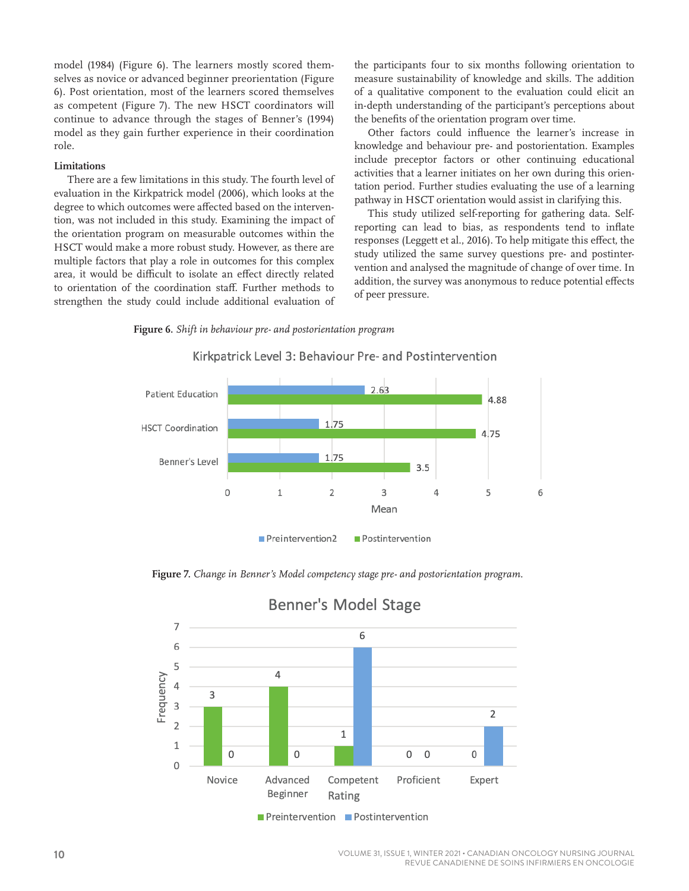model (1984) (Figure 6). The learners mostly scored themselves as novice or advanced beginner preorientation (Figure 6). Post orientation, most of the learners scored themselves as competent (Figure 7). The new HSCT coordinators will continue to advance through the stages of Benner's (1994) model as they gain further experience in their coordination role.

**Limitations**

There are a few limitations in this study. The fourth level of evaluation in the Kirkpatrick model (2006), which looks at the degree to which outcomes were affected based on the intervention, was not included in this study. Examining the impact of the orientation program on measurable outcomes within the HSCT would make a more robust study. However, as there are multiple factors that play a role in outcomes for this complex area, it would be difficult to isolate an effect directly related to orientation of the coordination staff. Further methods to strengthen the study could include additional evaluation of the participants four to six months following orientation to measure sustainability of knowledge and skills. The addition of a qualitative component to the evaluation could elicit an in-depth understanding of the participant's perceptions about the benefits of the orientation program over time.

Other factors could influence the learner's increase in knowledge and behaviour pre- and postorientation. Examples include preceptor factors or other continuing educational activities that a learner initiates on her own during this orientation period. Further studies evaluating the use of a learning pathway in HSCT orientation would assist in clarifying this.

This study utilized self-reporting for gathering data. Self-reporting can lead to bias, as respondents tend to inflate responses (Leggett et al., 2016). To help mitigate this effect, the study utilized the same survey questions pre- and postintervention and analysed the magnitude of change of over time. In addition, the survey was anonymous to reduce potential effects of peer pressure.

**Figure 6.** *Shift in behaviour pre- and postorientation program*

Kirkpatrick Level 3: Behaviour Pre- and Postintervention

Patient Education
2.63
4.88
HSCT Coordination
1.75
4.75
Benner's Level
1.75
3.5

0 1 2 3 4 5 6
Mean

Preintervention2
Postintervention

**Figure 7.** *Change in Benner's Model competency stage pre- and postorientation program.*

Benner's Model Stage

Frequency
0 1 2 3 4 5 6 7

Novice
3
0
Advanced Beginner
4
0
Competent
1
6
Proficient
0
0
Expert
0
2

Rating

Preintervention
Postintervention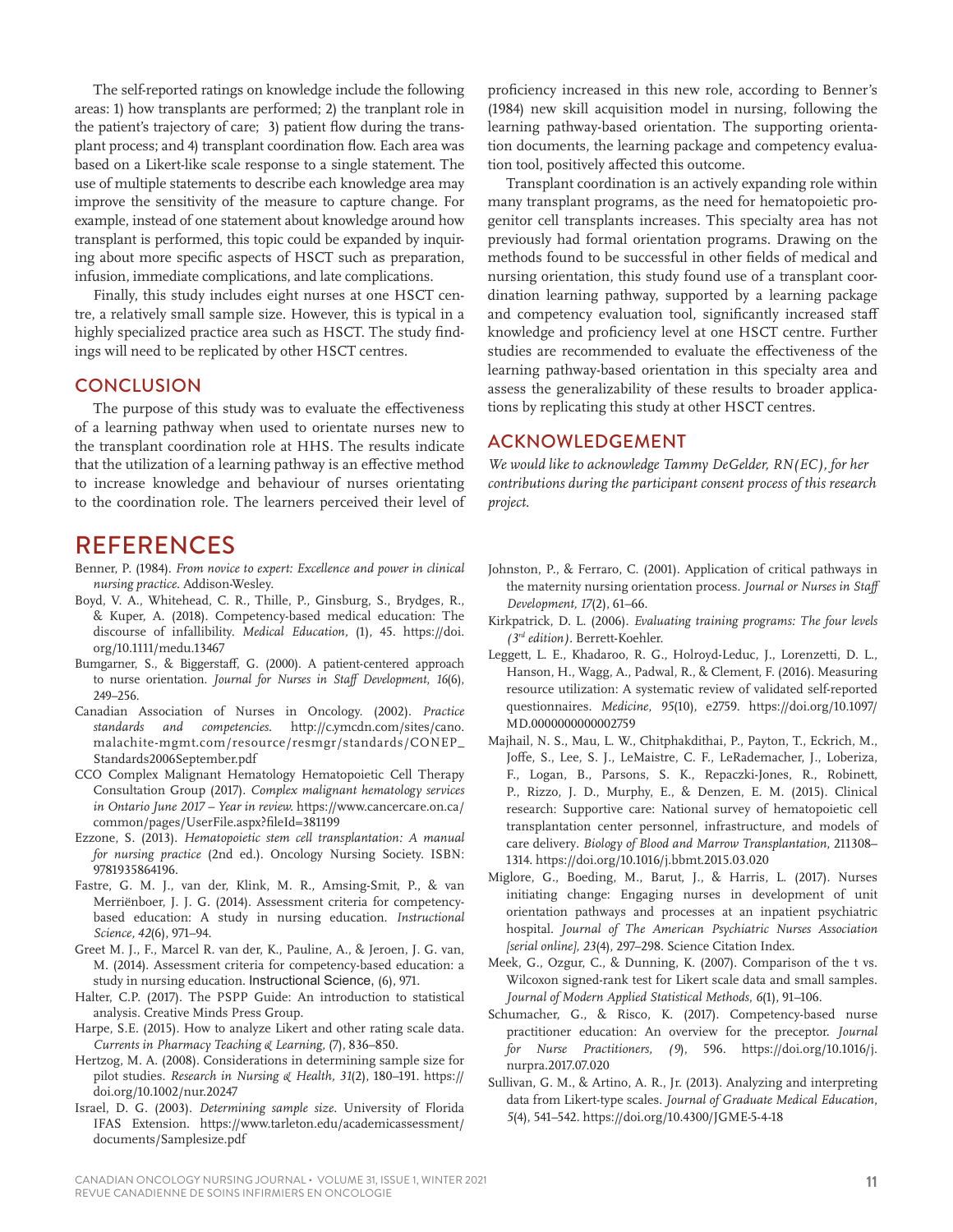The self-reported ratings on knowledge include the following areas: 1) how transplants are performed; 2) the tranplant role in the patient's trajectory of care; 3) patient flow during the transplant process; and 4) transplant coordination flow. Each area was based on a Likert-like scale response to a single statement. The use of multiple statements to describe each knowledge area may improve the sensitivity of the measure to capture change. For example, instead of one statement about knowledge around how transplant is performed, this topic could be expanded by inquiring about more specific aspects of HSCT such as preparation, infusion, immediate complications, and late complications.

Finally, this study includes eight nurses at one HSCT centre, a relatively small sample size. However, this is typical in a highly specialized practice area such as HSCT. The study findings will need to be replicated by other HSCT centres.

## CONCLUSION

The purpose of this study was to evaluate the effectiveness of a learning pathway when used to orientate nurses new to the transplant coordination role at HHS. The results indicate that the utilization of a learning pathway is an effective method to increase knowledge and behaviour of nurses orientating to the coordination role. The learners perceived their level of proficiency increased in this new role, according to Benner's (1984) new skill acquisition model in nursing, following the learning pathway-based orientation. The supporting orientation documents, the learning package and competency evaluation tool, positively affected this outcome.

Transplant coordination is an actively expanding role within many transplant programs, as the need for hematopoietic progenitor cell transplants increases. This specialty area has not previously had formal orientation programs. Drawing on the methods found to be successful in other fields of medical and nursing orientation, this study found use of a transplant coordination learning pathway, supported by a learning package and competency evaluation tool, significantly increased staff knowledge and proficiency level at one HSCT centre. Further studies are recommended to evaluate the effectiveness of the learning pathway-based orientation in this specialty area and assess the generalizability of these results to broader applications by replicating this study at other HSCT centres.

## ACKNOWLEDGEMENT

*We would like to acknowledge Tammy DeGelder, RN(EC), for her contributions during the participant consent process of this research project.*

# REFERENCES

Benner, P. (1984). *From novice to expert: Excellence and power in clinical nursing practice*. Addison-Wesley.

Boyd, V. A., Whitehead, C. R., Thille, P., Ginsburg, S., Brydges, R., & Kuper, A. (2018). Competency-based medical education: The discourse of infallibility. *Medical Education*, (1), 45. https://doi.org/10.1111/medu.13467

Bumgarner, S., & Biggerstaff, G. (2000). A patient-centered approach to nurse orientation. *Journal for Nurses in Staff Development*, *16*(6), 249–256.

Canadian Association of Nurses in Oncology. (2002). *Practice standards and competencies*. http://c.ymcdn.com/sites/cano.malachite-mgmt.com/resource/resmgr/standards/CONEP_Standards2006September.pdf

CCO Complex Malignant Hematology Hematopoietic Cell Therapy Consultation Group (2017). *Complex malignant hematology services in Ontario June 2017 – Year in review*. https://www.cancercare.on.ca/common/pages/UserFile.aspx?fileId=381199

Ezzone, S. (2013). *Hematopoietic stem cell transplantation: A manual for nursing practice* (2nd ed.). Oncology Nursing Society. ISBN: 9781935864196.

Fastre, G. M. J., van der, Klink, M. R., Amsing-Smit, P., & van Merriënboer, J. J. G. (2014). Assessment criteria for competency-based education: A study in nursing education. *Instructional Science, 42*(6), 971–94.

Greet M. J., F., Marcel R. van der, K., Pauline, A., & Jeroen, J. G. van, M. (2014). Assessment criteria for competency-based education: a study in nursing education. Instructional Science, (6), 971.

Halter, C.P. (2017). The PSPP Guide: An introduction to statistical analysis. Creative Minds Press Group.

Harpe, S.E. (2015). How to analyze Likert and other rating scale data. *Currents in Pharmacy Teaching & Learning*, (7), 836–850.

Hertzog, M. A. (2008). Considerations in determining sample size for pilot studies. *Research in Nursing & Health, 31*(2), 180–191. https://doi.org/10.1002/nur.20247

Israel, D. G. (2003). *Determining sample size*. University of Florida IFAS Extension. https://www.tarleton.edu/academicassessment/documents/Samplesize.pdf

Johnston, P., & Ferraro, C. (2001). Application of critical pathways in the maternity nursing orientation process. *Journal or Nurses in Staff Development, 17*(2), 61–66.

Kirkpatrick, D. L. (2006). *Evaluating training programs: The four levels (3rd edition)*. Berrett-Koehler.

Leggett, L. E., Khadaroo, R. G., Holroyd-Leduc, J., Lorenzetti, D. L., Hanson, H., Wagg, A., Padwal, R., & Clement, F. (2016). Measuring resource utilization: A systematic review of validated self-reported questionnaires. *Medicine*, *95*(10), e2759. https://doi.org/10.1097/MD.0000000000002759

Majhail, N. S., Mau, L. W., Chitphakdithai, P., Payton, T., Eckrich, M., Joffe, S., Lee, S. J., LeMaistre, C. F., LeRademacher, J., Loberiza, F., Logan, B., Parsons, S. K., Repaczki-Jones, R., Robinett, P., Rizzo, J. D., Murphy, E., & Denzen, E. M. (2015). Clinical research: Supportive care: National survey of hematopoietic cell transplantation center personnel, infrastructure, and models of care delivery. *Biology of Blood and Marrow Transplantation*, 211308–1314. https://doi.org/10.1016/j.bbmt.2015.03.020

Miglore, G., Boeding, M., Barut, J., & Harris, L. (2017). Nurses initiating change: Engaging nurses in development of unit orientation pathways and processes at an inpatient psychiatric hospital. *Journal of The American Psychiatric Nurses Association [serial online], 23*(4), 297–298. Science Citation Index.

Meek, G., Ozgur, C., & Dunning, K. (2007). Comparison of the t vs. Wilcoxon signed-rank test for Likert scale data and small samples. *Journal of Modern Applied Statistical Methods*, *6*(1), 91–106.

Schumacher, G., & Risco, K. (2017). Competency-based nurse practitioner education: An overview for the preceptor. *Journal for Nurse Practitioners, (9)*, 596. https://doi.org/10.1016/j.nurpra.2017.07.020

Sullivan, G. M., & Artino, A. R., Jr. (2013). Analyzing and interpreting data from Likert-type scales. *Journal of Graduate Medical Education*, *5*(4), 541–542. https://doi.org/10.4300/JGME-5-4-18